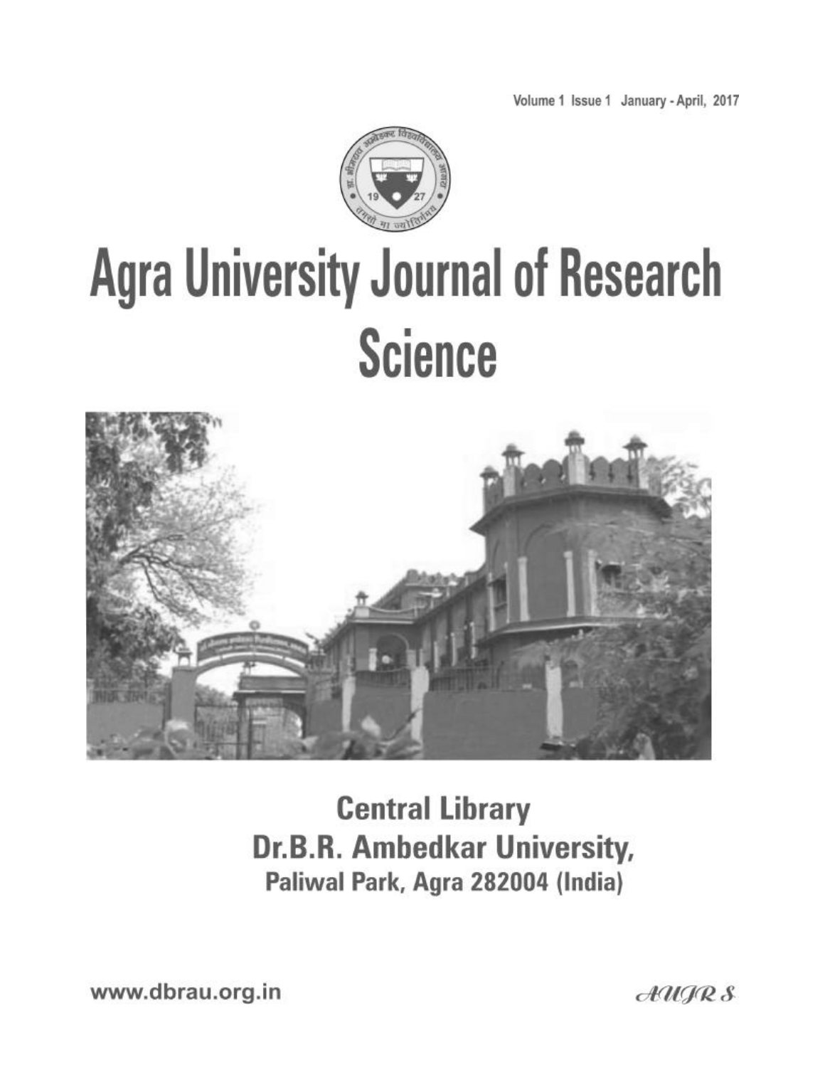Volume 1 Issue 1 January - April, 2017

# Agra University Journal of Research Science

**Central Library**

**Dr.B.R. Ambedkar University,**

**Paliwal Park, Agra 282004 (India)**

www.dbrau.org.in

*AUJRS*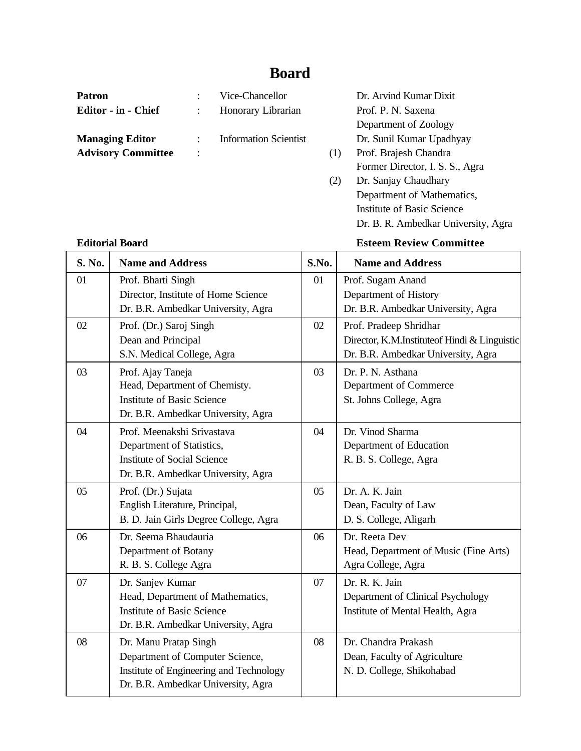# Board

| | | | | |
|---|---|---|---|---|
| **Patron** | : | Vice-Chancellor | | Dr. Arvind Kumar Dixit |
| **Editor - in - Chief** | : | Honorary Librarian | | Prof. P. N. Saxena<br>Department of Zoology |
| **Managing Editor** | : | Information Scientist | | Dr. Sunil Kumar Upadhyay |
| **Advisory Committee** | : | | (1) | Prof. Brajesh Chandra<br>Former Director, I. S. S., Agra |
| | | | (2) | Dr. Sanjay Chaudhary<br>Department of Mathematics,<br>Institute of Basic Science<br>Dr. B. R. Ambedkar University, Agra |

**Editorial Board** | **Esteem Review Committee**

| S. No. | Name and Address | S.No. | Name and Address |
|---|---|---|---|
| 01 | Prof. Bharti Singh<br>Director, Institute of Home Science<br>Dr. B.R. Ambedkar University, Agra | 01 | Prof. Sugam Anand<br>Department of History<br>Dr. B.R. Ambedkar University, Agra |
| 02 | Prof. (Dr.) Saroj Singh<br>Dean and Principal<br>S.N. Medical College, Agra | 02 | Prof. Pradeep Shridhar<br>Director, K.M.Instituteof Hindi & Linguistic<br>Dr. B.R. Ambedkar University, Agra |
| 03 | Prof. Ajay Taneja<br>Head, Department of Chemisty.<br>Institute of Basic Science<br>Dr. B.R. Ambedkar University, Agra | 03 | Dr. P. N. Asthana<br>Department of Commerce<br>St. Johns College, Agra |
| 04 | Prof. Meenakshi Srivastava<br>Department of Statistics,<br>Institute of Social Science<br>Dr. B.R. Ambedkar University, Agra | 04 | Dr. Vinod Sharma<br>Department of Education<br>R. B. S. College, Agra |
| 05 | Prof. (Dr.) Sujata<br>English Literature, Principal,<br>B. D. Jain Girls Degree College, Agra | 05 | Dr. A. K. Jain<br>Dean, Faculty of Law<br>D. S. College, Aligarh |
| 06 | Dr. Seema Bhaudauria<br>Department of Botany<br>R. B. S. College Agra | 06 | Dr. Reeta Dev<br>Head, Department of Music (Fine Arts)<br>Agra College, Agra |
| 07 | Dr. Sanjev Kumar<br>Head, Department of Mathematics,<br>Institute of Basic Science<br>Dr. B.R. Ambedkar University, Agra | 07 | Dr. R. K. Jain<br>Department of Clinical Psychology<br>Institute of Mental Health, Agra |
| 08 | Dr. Manu Pratap Singh<br>Department of Computer Science,<br>Institute of Engineering and Technology<br>Dr. B.R. Ambedkar University, Agra | 08 | Dr. Chandra Prakash<br>Dean, Faculty of Agriculture<br>N. D. College, Shikohabad |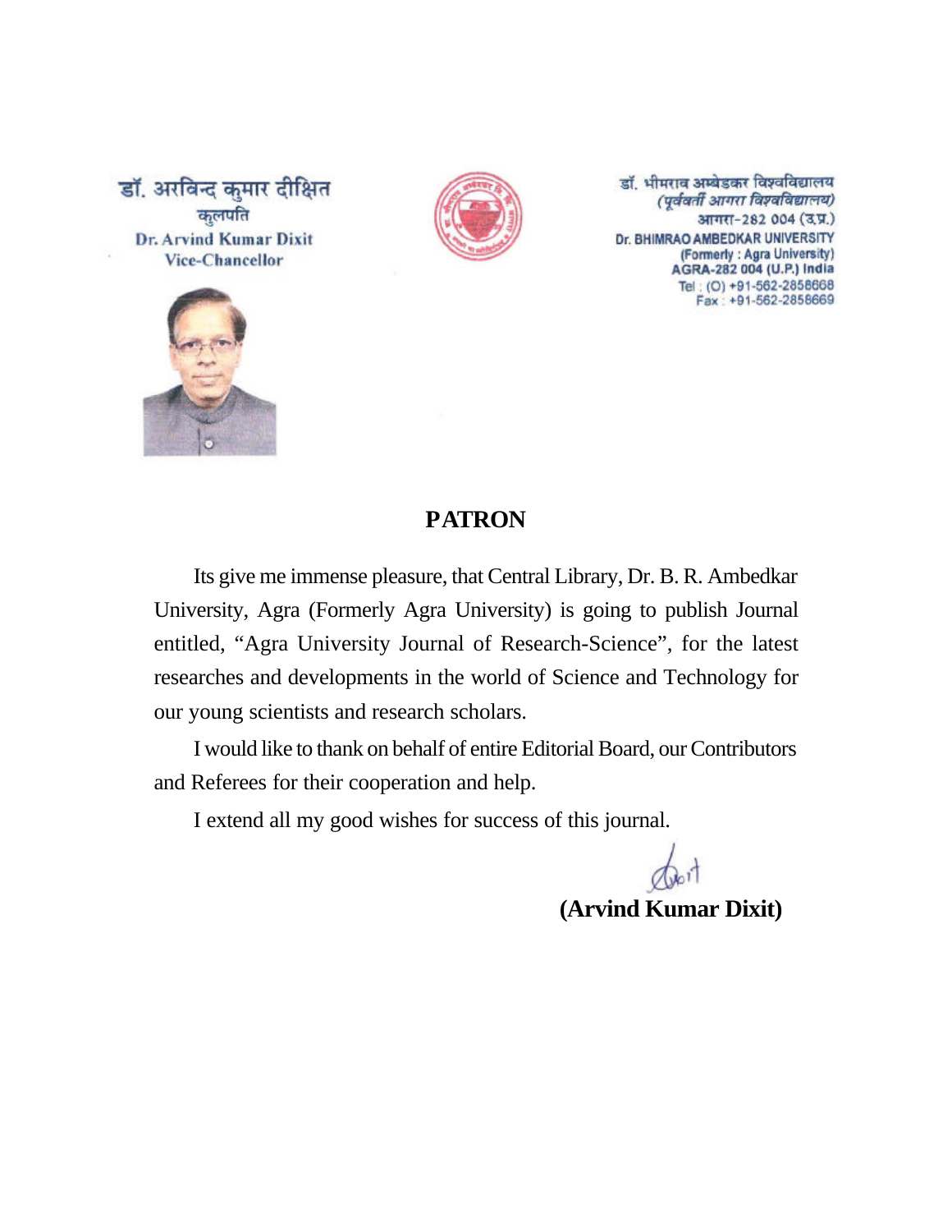डॉ. अरविन्द कुमार दीक्षित
कुलपति
Dr. Arvind Kumar Dixit
Vice-Chancellor

डॉ. भीमराव अम्बेडकर विश्वविद्यालय
*(पूर्ववर्ती आगरा विश्वविद्यालय)*
आगरा-282 004 (उ.प्र.)
Dr. BHIMRAO AMBEDKAR UNIVERSITY
(Formerly : Agra University)
AGRA-282 004 (U.P.) India
Tel : (O) +91-562-2858668
Fax : +91-562-2858669

## PATRON

Its give me immense pleasure, that Central Library, Dr. B. R. Ambedkar University, Agra (Formerly Agra University) is going to publish Journal entitled, "Agra University Journal of Research-Science", for the latest researches and developments in the world of Science and Technology for our young scientists and research scholars.

I would like to thank on behalf of entire Editorial Board, our Contributors and Referees for their cooperation and help.

I extend all my good wishes for success of this journal.

**(Arvind Kumar Dixit)**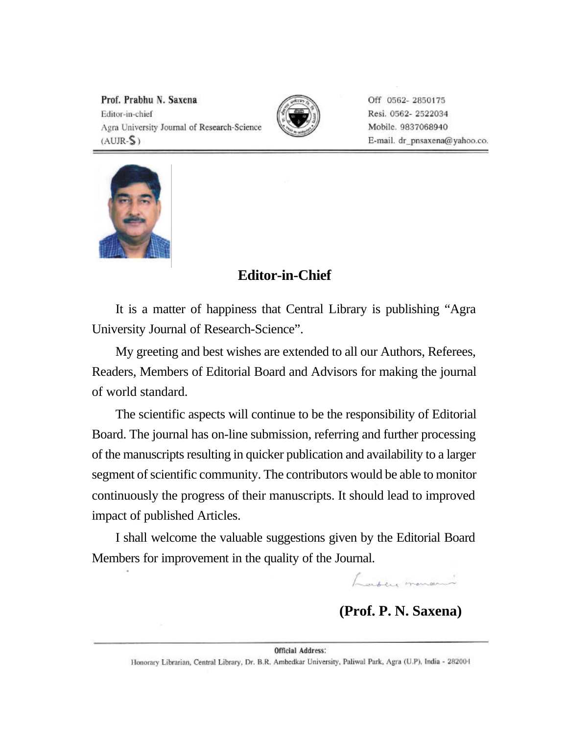Prof. Prabhu N. Saxena
Editor-in-chief
Agra University Journal of Research-Science
(AUJR-S)

Off 0562- 2850175
Resi. 0562- 2522034
Mobile. 9837068940
E-mail. dr_pnsaxena@yahoo.co.

## Editor-in-Chief

It is a matter of happiness that Central Library is publishing "Agra University Journal of Research-Science".

My greeting and best wishes are extended to all our Authors, Referees, Readers, Members of Editorial Board and Advisors for making the journal of world standard.

The scientific aspects will continue to be the responsibility of Editorial Board. The journal has on-line submission, referring and further processing of the manuscripts resulting in quicker publication and availability to a larger segment of scientific community. The contributors would be able to monitor continuously the progress of their manuscripts. It should lead to improved impact of published Articles.

I shall welcome the valuable suggestions given by the Editorial Board Members for improvement in the quality of the Journal.

**(Prof. P. N. Saxena)**

**Official Address:**
Honorary Librarian, Central Library, Dr. B.R. Ambedkar University, Paliwal Park, Agra (U.P), India - 282004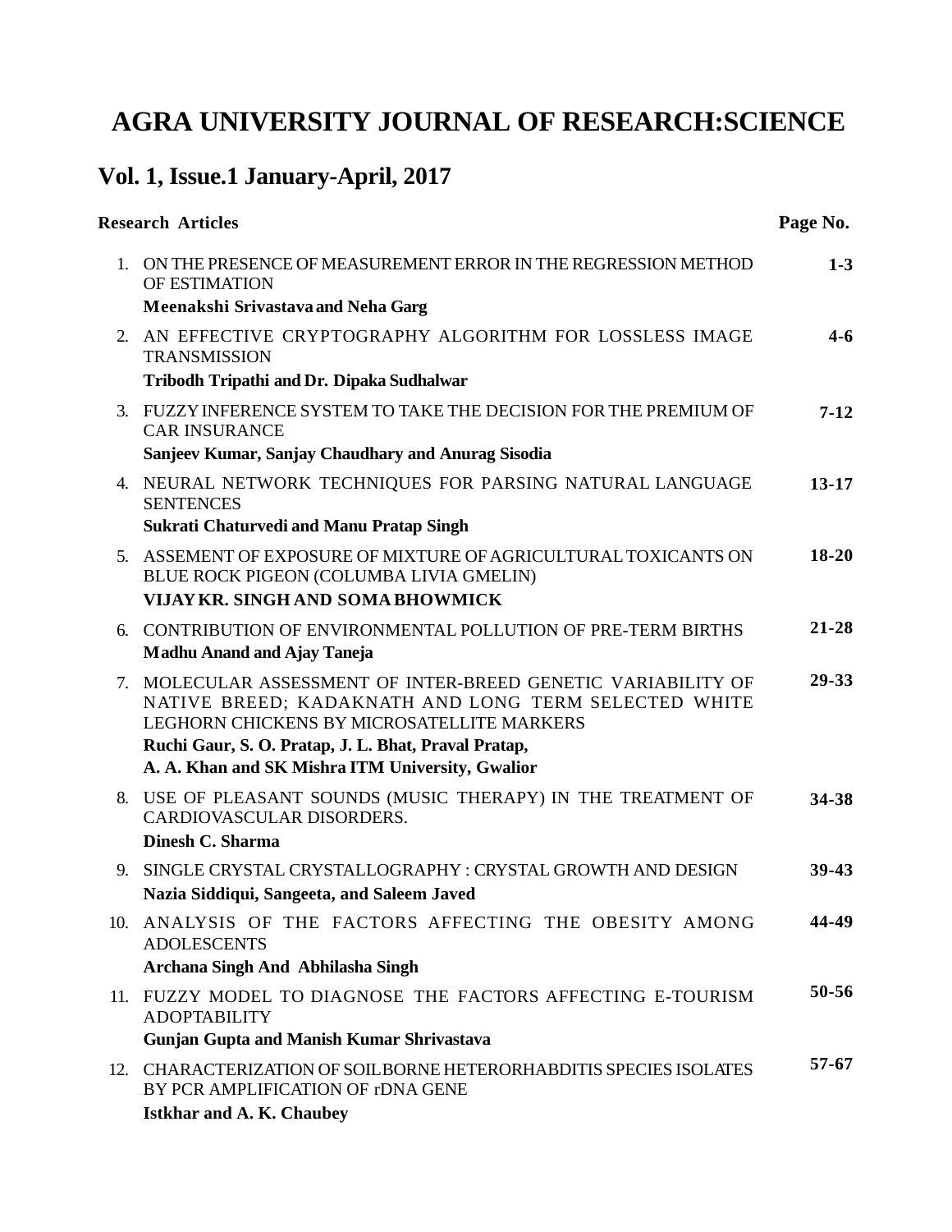# AGRA UNIVERSITY JOURNAL OF RESEARCH:SCIENCE

## Vol. 1, Issue.1 January-April, 2017

| Research Articles | Page No. |
|---|---|
| 1. ON THE PRESENCE OF MEASUREMENT ERROR IN THE REGRESSION METHOD OF ESTIMATION<br>**Meenakshi Srivastava and Neha Garg** | **1-3** |
| 2. AN EFFECTIVE CRYPTOGRAPHY ALGORITHM FOR LOSSLESS IMAGE TRANSMISSION<br>**Tribodh Tripathi and Dr. Dipaka Sudhalwar** | **4-6** |
| 3. FUZZY INFERENCE SYSTEM TO TAKE THE DECISION FOR THE PREMIUM OF CAR INSURANCE<br>**Sanjeev Kumar, Sanjay Chaudhary and Anurag Sisodia** | **7-12** |
| 4. NEURAL NETWORK TECHNIQUES FOR PARSING NATURAL LANGUAGE SENTENCES<br>**Sukrati Chaturvedi and Manu Pratap Singh** | **13-17** |
| 5. ASSEMENT OF EXPOSURE OF MIXTURE OF AGRICULTURAL TOXICANTS ON BLUE ROCK PIGEON (COLUMBA LIVIA GMELIN)<br>**VIJAY KR. SINGH AND SOMA BHOWMICK** | **18-20** |
| 6. CONTRIBUTION OF ENVIRONMENTAL POLLUTION OF PRE-TERM BIRTHS<br>**Madhu Anand and Ajay Taneja** | **21-28** |
| 7. MOLECULAR ASSESSMENT OF INTER-BREED GENETIC VARIABILITY OF NATIVE BREED; KADAKNATH AND LONG TERM SELECTED WHITE LEGHORN CHICKENS BY MICROSATELLITE MARKERS<br>**Ruchi Gaur, S. O. Pratap, J. L. Bhat, Praval Pratap, A. A. Khan and SK Mishra ITM University, Gwalior** | **29-33** |
| 8. USE OF PLEASANT SOUNDS (MUSIC THERAPY) IN THE TREATMENT OF CARDIOVASCULAR DISORDERS.<br>**Dinesh C. Sharma** | **34-38** |
| 9. SINGLE CRYSTAL CRYSTALLOGRAPHY : CRYSTAL GROWTH AND DESIGN<br>**Nazia Siddiqui, Sangeeta, and Saleem Javed** | **39-43** |
| 10. ANALYSIS OF THE FACTORS AFFECTING THE OBESITY AMONG ADOLESCENTS<br>**Archana Singh And Abhilasha Singh** | **44-49** |
| 11. FUZZY MODEL TO DIAGNOSE THE FACTORS AFFECTING E-TOURISM ADOPTABILITY<br>**Gunjan Gupta and Manish Kumar Shrivastava** | **50-56** |
| 12. CHARACTERIZATION OF SOILBORNE HETERORHABDITIS SPECIES ISOLATES BY PCR AMPLIFICATION OF rDNA GENE<br>**Istkhar and A. K. Chaubey** | **57-67** |